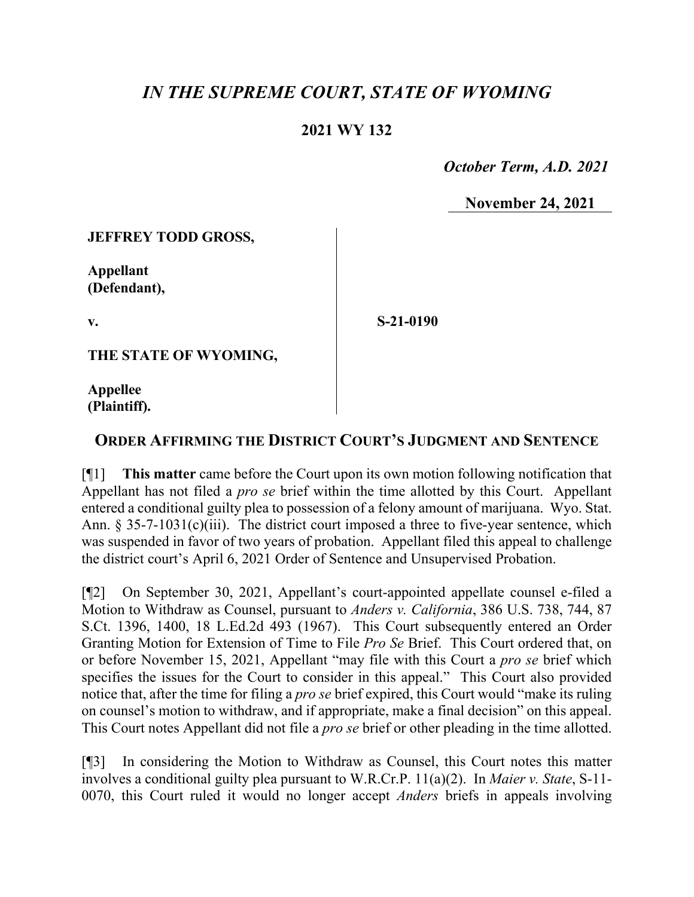# *IN THE SUPREME COURT, STATE OF WYOMING*

## 2021 WY 132

*October Term, A.D. 2021*

**November 24, 2021**

**JEFFREY TODD GROSS,**

**Appellant (Defendant),**

**v.**

**S-21-0190**

**THE STATE OF WYOMING,**

**Appellee (Plaintiff).**

## ORDER AFFIRMING THE DISTRICT COURT'S JUDGMENT AND SENTENCE

[¶1] **This matter** came before the Court upon its own motion following notification that Appellant has not filed a *pro se* brief within the time allotted by this Court. Appellant entered a conditional guilty plea to possession of a felony amount of marijuana. Wyo. Stat. Ann. § 35-7-1031(c)(iii). The district court imposed a three to five-year sentence, which was suspended in favor of two years of probation. Appellant filed this appeal to challenge the district court's April 6, 2021 Order of Sentence and Unsupervised Probation.

[¶2] On September 30, 2021, Appellant's court-appointed appellate counsel e-filed a Motion to Withdraw as Counsel, pursuant to *Anders v. California*, 386 U.S. 738, 744, 87 S.Ct. 1396, 1400, 18 L.Ed.2d 493 (1967). This Court subsequently entered an Order Granting Motion for Extension of Time to File *Pro Se* Brief. This Court ordered that, on or before November 15, 2021, Appellant "may file with this Court a *pro se* brief which specifies the issues for the Court to consider in this appeal." This Court also provided notice that, after the time for filing a *pro se* brief expired, this Court would "make its ruling on counsel's motion to withdraw, and if appropriate, make a final decision" on this appeal. This Court notes Appellant did not file a *pro se* brief or other pleading in the time allotted.

[¶3] In considering the Motion to Withdraw as Counsel, this Court notes this matter involves a conditional guilty plea pursuant to W.R.Cr.P. 11(a)(2). In *Maier v. State*, S-11-0070, this Court ruled it would no longer accept *Anders* briefs in appeals involving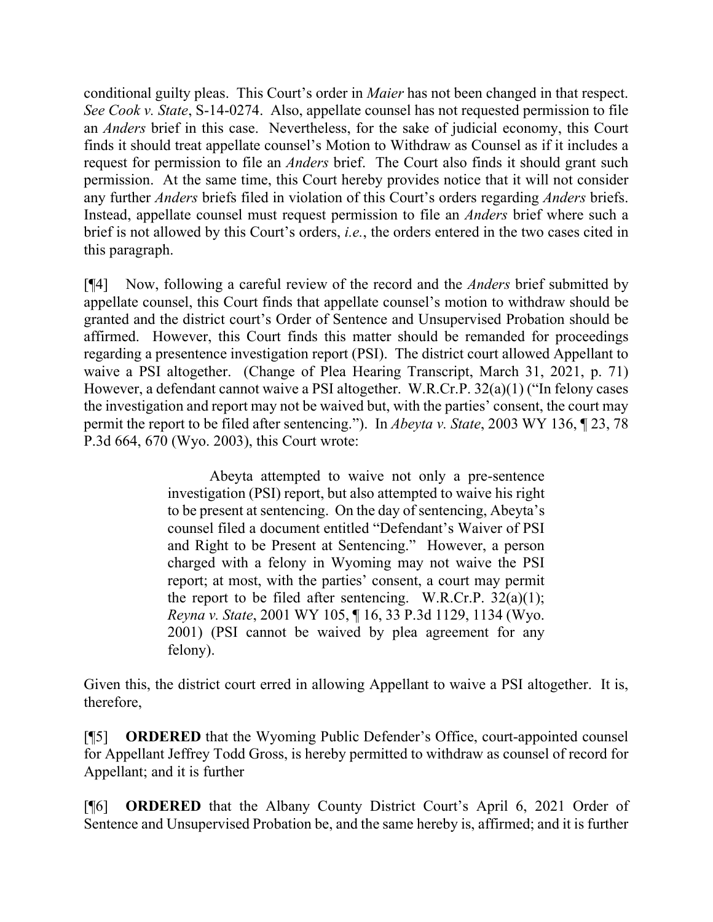conditional guilty pleas. This Court's order in *Maier* has not been changed in that respect. *See Cook v. State*, S-14-0274. Also, appellate counsel has not requested permission to file an *Anders* brief in this case. Nevertheless, for the sake of judicial economy, this Court finds it should treat appellate counsel's Motion to Withdraw as Counsel as if it includes a request for permission to file an *Anders* brief. The Court also finds it should grant such permission. At the same time, this Court hereby provides notice that it will not consider any further *Anders* briefs filed in violation of this Court's orders regarding *Anders* briefs. Instead, appellate counsel must request permission to file an *Anders* brief where such a brief is not allowed by this Court's orders, *i.e.*, the orders entered in the two cases cited in this paragraph.

[¶4] Now, following a careful review of the record and the *Anders* brief submitted by appellate counsel, this Court finds that appellate counsel's motion to withdraw should be granted and the district court's Order of Sentence and Unsupervised Probation should be affirmed. However, this Court finds this matter should be remanded for proceedings regarding a presentence investigation report (PSI). The district court allowed Appellant to waive a PSI altogether. (Change of Plea Hearing Transcript, March 31, 2021, p. 71) However, a defendant cannot waive a PSI altogether. W.R.Cr.P. 32(a)(1) ("In felony cases the investigation and report may not be waived but, with the parties' consent, the court may permit the report to be filed after sentencing."). In *Abeyta v. State*, 2003 WY 136, ¶ 23, 78 P.3d 664, 670 (Wyo. 2003), this Court wrote:

> Abeyta attempted to waive not only a pre-sentence investigation (PSI) report, but also attempted to waive his right to be present at sentencing. On the day of sentencing, Abeyta's counsel filed a document entitled "Defendant's Waiver of PSI and Right to be Present at Sentencing." However, a person charged with a felony in Wyoming may not waive the PSI report; at most, with the parties' consent, a court may permit the report to be filed after sentencing. W.R.Cr.P. 32(a)(1); *Reyna v. State*, 2001 WY 105, ¶ 16, 33 P.3d 1129, 1134 (Wyo. 2001) (PSI cannot be waived by plea agreement for any felony).

Given this, the district court erred in allowing Appellant to waive a PSI altogether. It is, therefore,

[¶5] **ORDERED** that the Wyoming Public Defender's Office, court-appointed counsel for Appellant Jeffrey Todd Gross, is hereby permitted to withdraw as counsel of record for Appellant; and it is further

[¶6] **ORDERED** that the Albany County District Court's April 6, 2021 Order of Sentence and Unsupervised Probation be, and the same hereby is, affirmed; and it is further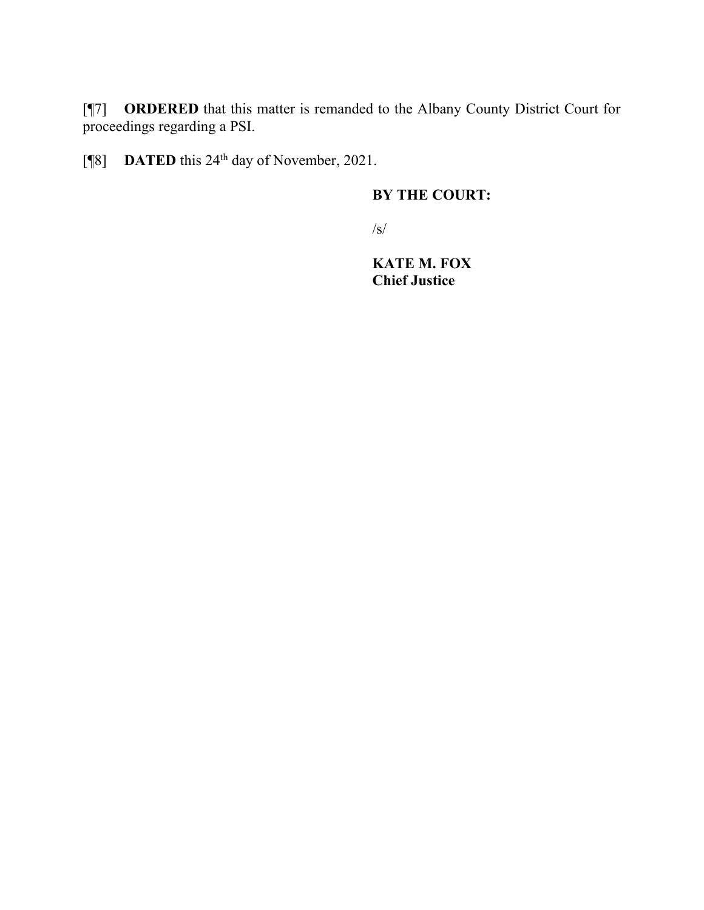[¶7] **ORDERED** that this matter is remanded to the Albany County District Court for proceedings regarding a PSI.

[¶8] **DATED** this 24th day of November, 2021.

**BY THE COURT:**

/s/

**KATE M. FOX**
**Chief Justice**